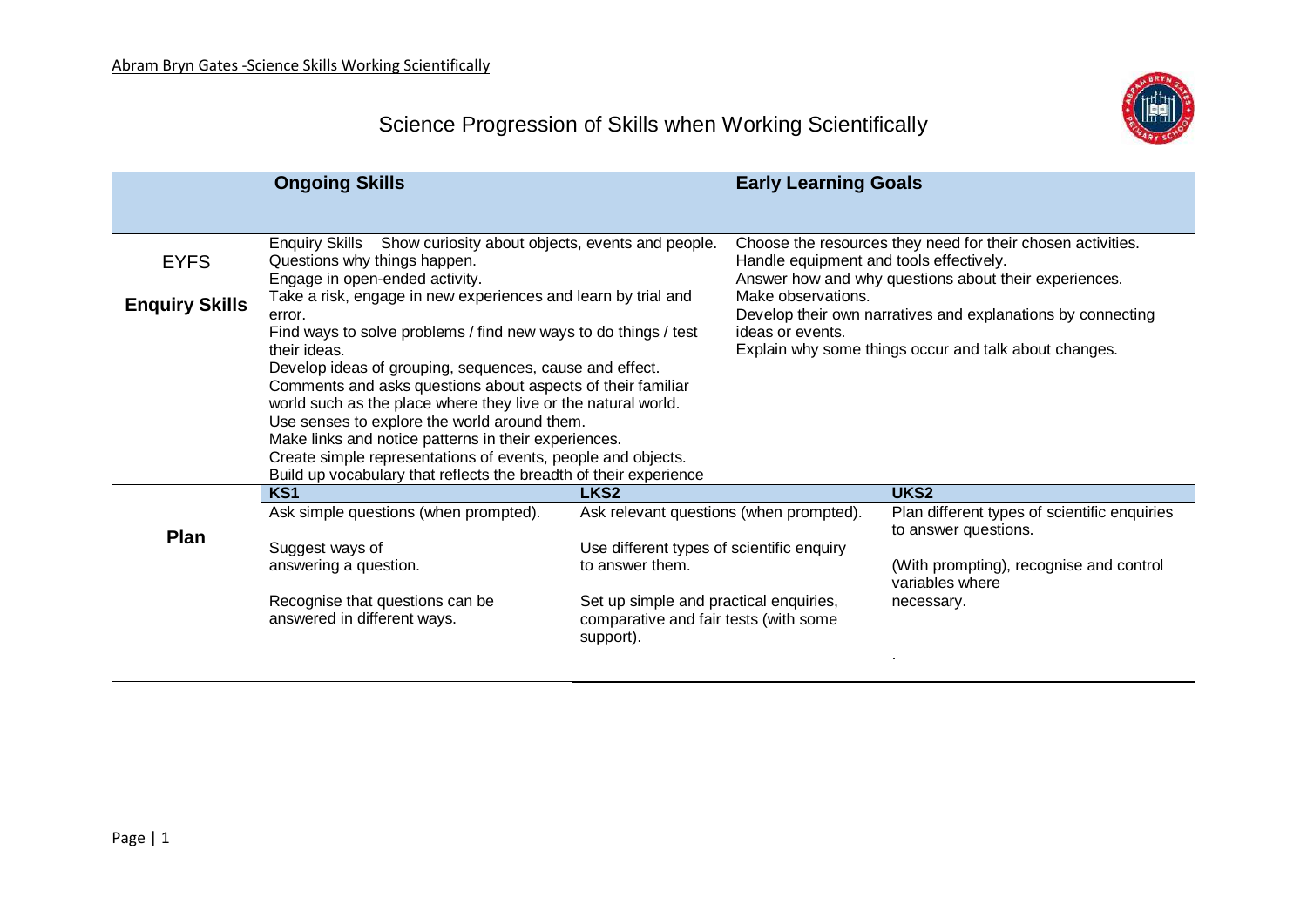# Science Progression of Skills when Working Scientifically

| | Ongoing Skills | | Early Learning Goals | |
|---|---|---|---|---|
| EYFS<br><br>**Enquiry Skills** | Enquiry Skills Show curiosity about objects, events and people.<br>Questions why things happen.<br>Engage in open-ended activity.<br>Take a risk, engage in new experiences and learn by trial and error.<br>Find ways to solve problems / find new ways to do things / test their ideas.<br>Develop ideas of grouping, sequences, cause and effect.<br>Comments and asks questions about aspects of their familiar world such as the place where they live or the natural world.<br>Use senses to explore the world around them.<br>Make links and notice patterns in their experiences.<br>Create simple representations of events, people and objects.<br>Build up vocabulary that reflects the breadth of their experience | | Choose the resources they need for their chosen activities.<br>Handle equipment and tools effectively.<br>Answer how and why questions about their experiences.<br>Make observations.<br>Develop their own narratives and explanations by connecting ideas or events.<br>Explain why some things occur and talk about changes. | |
| | **KS1** | **LKS2** | | **UKS2** |
| **Plan** | Ask simple questions (when prompted).<br><br>Suggest ways of answering a question.<br><br>Recognise that questions can be answered in different ways. | Ask relevant questions (when prompted).<br><br>Use different types of scientific enquiry to answer them.<br><br>Set up simple and practical enquiries, comparative and fair tests (with some support). | | Plan different types of scientific enquiries to answer questions.<br><br>(With prompting), recognise and control variables where necessary.<br><br>. |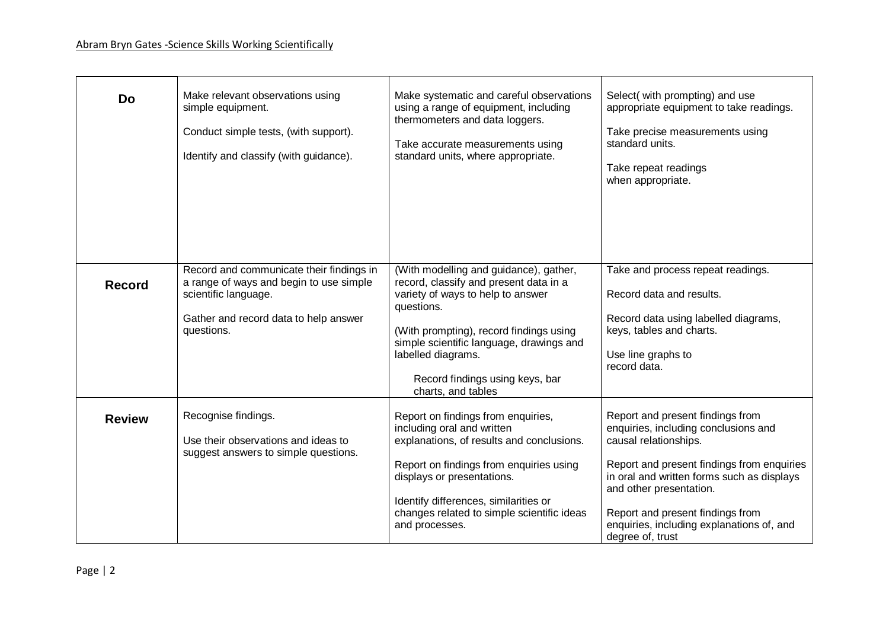Abram Bryn Gates -Science Skills Working Scientifically

| | | | |
|---|---|---|---|
| **Do** | Make relevant observations using simple equipment.<br><br>Conduct simple tests, (with support).<br><br>Identify and classify (with guidance). | Make systematic and careful observations using a range of equipment, including thermometers and data loggers.<br><br>Take accurate measurements using standard units, where appropriate. | Select( with prompting) and use appropriate equipment to take readings.<br><br>Take precise measurements using standard units.<br><br>Take repeat readings when appropriate. |
| **Record** | Record and communicate their findings in a range of ways and begin to use simple scientific language.<br><br>Gather and record data to help answer questions. | (With modelling and guidance), gather, record, classify and present data in a variety of ways to help to answer questions.<br><br>(With prompting), record findings using simple scientific language, drawings and labelled diagrams.<br><br>Record findings using keys, bar charts, and tables | Take and process repeat readings.<br><br>Record data and results.<br><br>Record data using labelled diagrams, keys, tables and charts.<br><br>Use line graphs to record data. |
| **Review** | Recognise findings.<br><br>Use their observations and ideas to suggest answers to simple questions. | Report on findings from enquiries, including oral and written explanations, of results and conclusions.<br><br>Report on findings from enquiries using displays or presentations.<br><br>Identify differences, similarities or changes related to simple scientific ideas and processes. | Report and present findings from enquiries, including conclusions and causal relationships.<br><br>Report and present findings from enquiries in oral and written forms such as displays and other presentation.<br><br>Report and present findings from enquiries, including explanations of, and degree of, trust |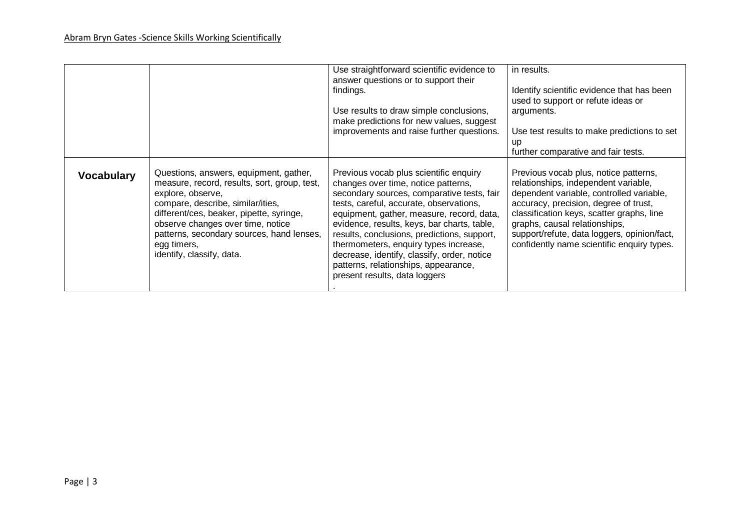| | | | |
|---|---|---|---|
| | | Use straightforward scientific evidence to answer questions or to support their findings.<br><br>Use results to draw simple conclusions, make predictions for new values, suggest improvements and raise further questions. | in results.<br><br>Identify scientific evidence that has been used to support or refute ideas or arguments.<br><br>Use test results to make predictions to set up further comparative and fair tests. |
| **Vocabulary** | Questions, answers, equipment, gather, measure, record, results, sort, group, test, explore, observe, compare, describe, similar/ities, different/ces, beaker, pipette, syringe, observe changes over time, notice patterns, secondary sources, hand lenses, egg timers, identify, classify, data. | Previous vocab plus scientific enquiry changes over time, notice patterns, secondary sources, comparative tests, fair tests, careful, accurate, observations, equipment, gather, measure, record, data, evidence, results, keys, bar charts, table, results, conclusions, predictions, support, thermometers, enquiry types increase, decrease, identify, classify, order, notice patterns, relationships, appearance, present results, data loggers<br>. | Previous vocab plus, notice patterns, relationships, independent variable, dependent variable, controlled variable, accuracy, precision, degree of trust, classification keys, scatter graphs, line graphs, causal relationships, support/refute, data loggers, opinion/fact, confidently name scientific enquiry types. |